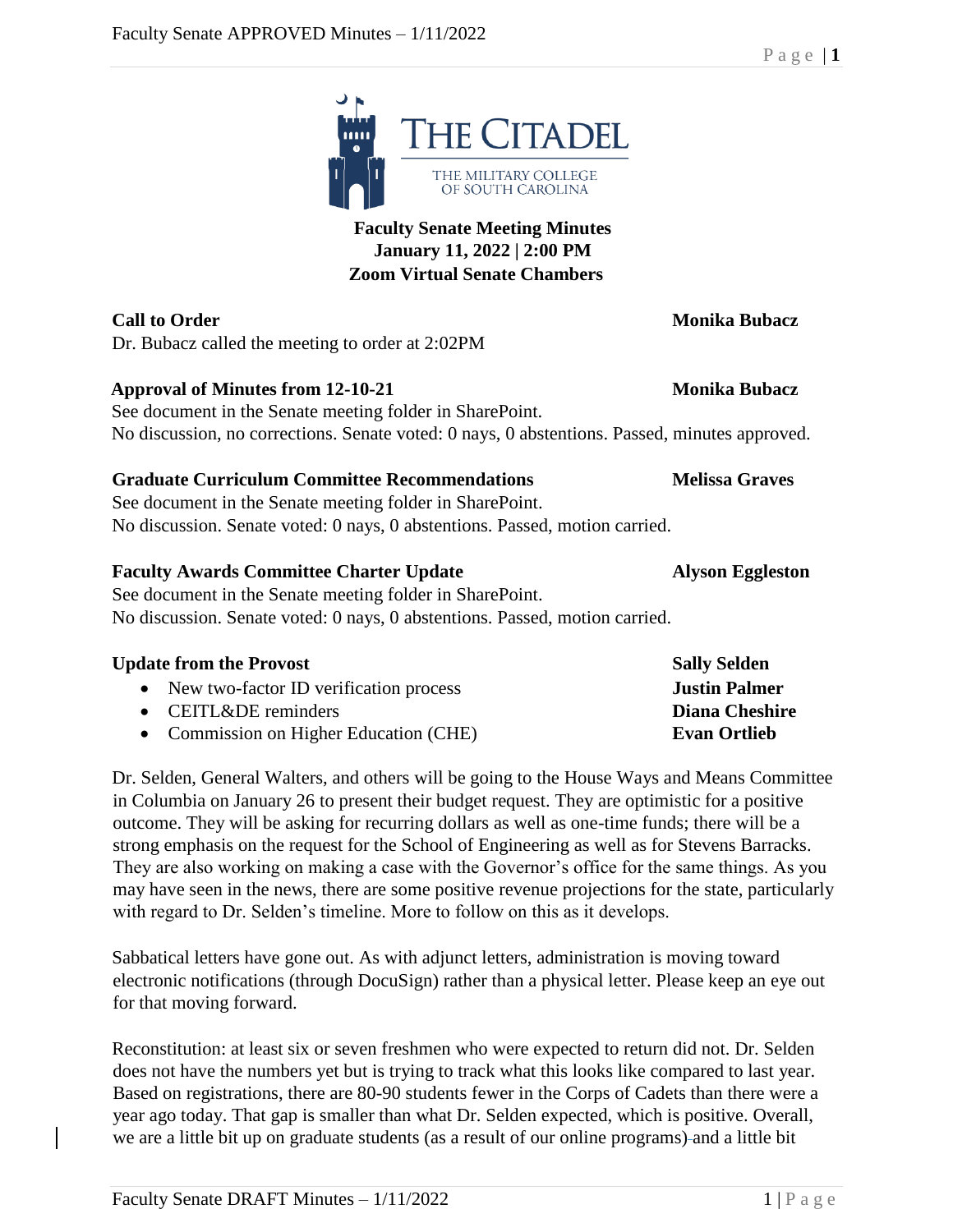THE CITADEL
THE MILITARY COLLEGE OF SOUTH CAROLINA

# Faculty Senate Meeting Minutes
**January 11, 2022 | 2:00 PM**
**Zoom Virtual Senate Chambers**

**Call to Order** — **Monika Bubacz**

Dr. Bubacz called the meeting to order at 2:02PM

**Approval of Minutes from 12-10-21** — **Monika Bubacz**

See document in the Senate meeting folder in SharePoint.
No discussion, no corrections. Senate voted: 0 nays, 0 abstentions. Passed, minutes approved.

**Graduate Curriculum Committee Recommendations** — **Melissa Graves**

See document in the Senate meeting folder in SharePoint.
No discussion. Senate voted: 0 nays, 0 abstentions. Passed, motion carried.

**Faculty Awards Committee Charter Update** — **Alyson Eggleston**

See document in the Senate meeting folder in SharePoint.
No discussion. Senate voted: 0 nays, 0 abstentions. Passed, motion carried.

**Update from the Provost** — **Sally Selden**

- New two-factor ID verification process — **Justin Palmer**
- CEITL&DE reminders — **Diana Cheshire**
- Commission on Higher Education (CHE) — **Evan Ortlieb**

Dr. Selden, General Walters, and others will be going to the House Ways and Means Committee in Columbia on January 26 to present their budget request. They are optimistic for a positive outcome. They will be asking for recurring dollars as well as one-time funds; there will be a strong emphasis on the request for the School of Engineering as well as for Stevens Barracks. They are also working on making a case with the Governor's office for the same things. As you may have seen in the news, there are some positive revenue projections for the state, particularly with regard to Dr. Selden's timeline. More to follow on this as it develops.

Sabbatical letters have gone out. As with adjunct letters, administration is moving toward electronic notifications (through DocuSign) rather than a physical letter. Please keep an eye out for that moving forward.

Reconstitution: at least six or seven freshmen who were expected to return did not. Dr. Selden does not have the numbers yet but is trying to track what this looks like compared to last year. Based on registrations, there are 80-90 students fewer in the Corps of Cadets than there were a year ago today. That gap is smaller than what Dr. Selden expected, which is positive. Overall, we are a little bit up on graduate students (as a result of our online programs) and a little bit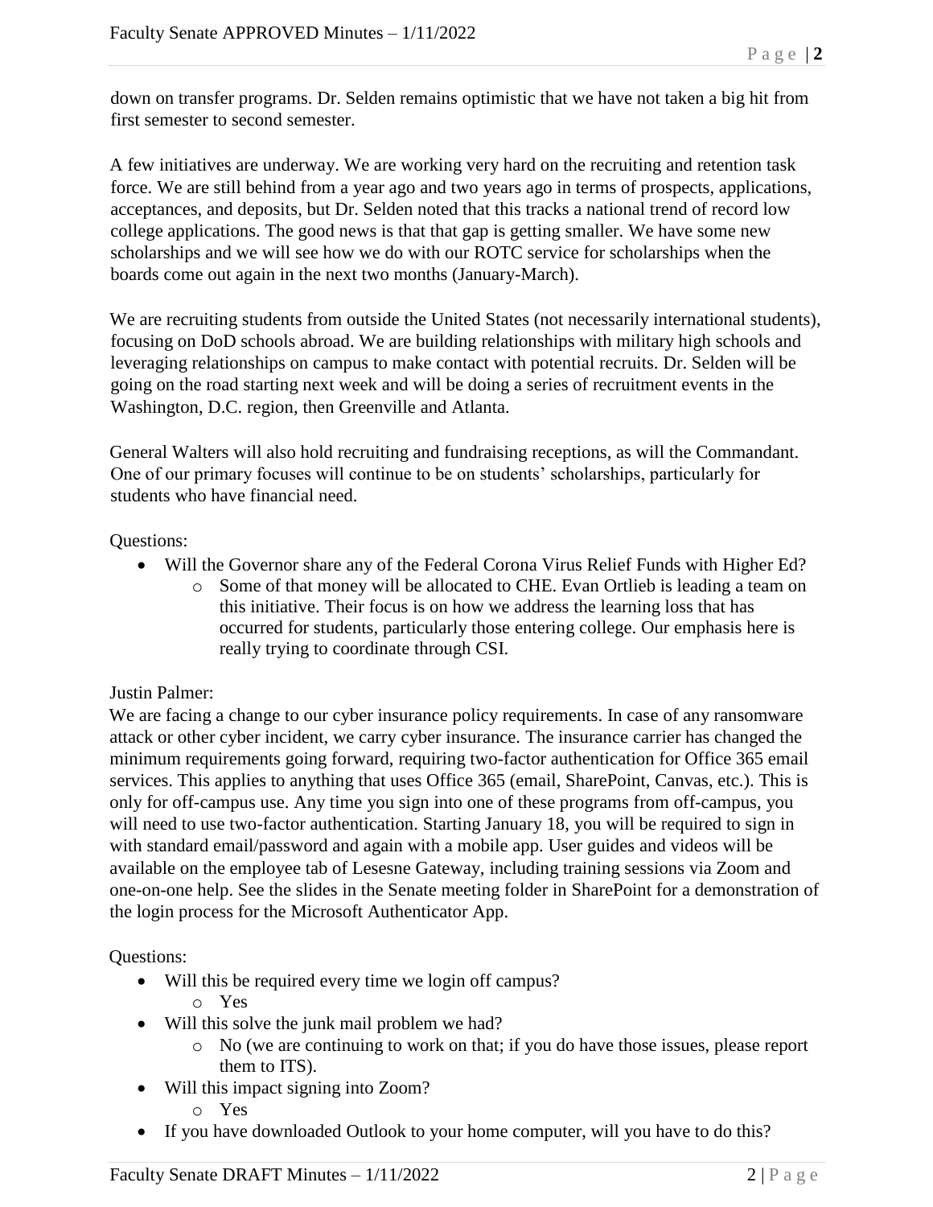down on transfer programs. Dr. Selden remains optimistic that we have not taken a big hit from first semester to second semester.

A few initiatives are underway. We are working very hard on the recruiting and retention task force. We are still behind from a year ago and two years ago in terms of prospects, applications, acceptances, and deposits, but Dr. Selden noted that this tracks a national trend of record low college applications. The good news is that that gap is getting smaller. We have some new scholarships and we will see how we do with our ROTC service for scholarships when the boards come out again in the next two months (January-March).

We are recruiting students from outside the United States (not necessarily international students), focusing on DoD schools abroad. We are building relationships with military high schools and leveraging relationships on campus to make contact with potential recruits. Dr. Selden will be going on the road starting next week and will be doing a series of recruitment events in the Washington, D.C. region, then Greenville and Atlanta.

General Walters will also hold recruiting and fundraising receptions, as will the Commandant. One of our primary focuses will continue to be on students' scholarships, particularly for students who have financial need.

Questions:

- Will the Governor share any of the Federal Corona Virus Relief Funds with Higher Ed?
  - Some of that money will be allocated to CHE. Evan Ortlieb is leading a team on this initiative. Their focus is on how we address the learning loss that has occurred for students, particularly those entering college. Our emphasis here is really trying to coordinate through CSI.

Justin Palmer:

We are facing a change to our cyber insurance policy requirements. In case of any ransomware attack or other cyber incident, we carry cyber insurance. The insurance carrier has changed the minimum requirements going forward, requiring two-factor authentication for Office 365 email services. This applies to anything that uses Office 365 (email, SharePoint, Canvas, etc.). This is only for off-campus use. Any time you sign into one of these programs from off-campus, you will need to use two-factor authentication. Starting January 18, you will be required to sign in with standard email/password and again with a mobile app. User guides and videos will be available on the employee tab of Lesesne Gateway, including training sessions via Zoom and one-on-one help. See the slides in the Senate meeting folder in SharePoint for a demonstration of the login process for the Microsoft Authenticator App.

Questions:

- Will this be required every time we login off campus?
  - Yes
- Will this solve the junk mail problem we had?
  - No (we are continuing to work on that; if you do have those issues, please report them to ITS).
- Will this impact signing into Zoom?
  - Yes
- If you have downloaded Outlook to your home computer, will you have to do this?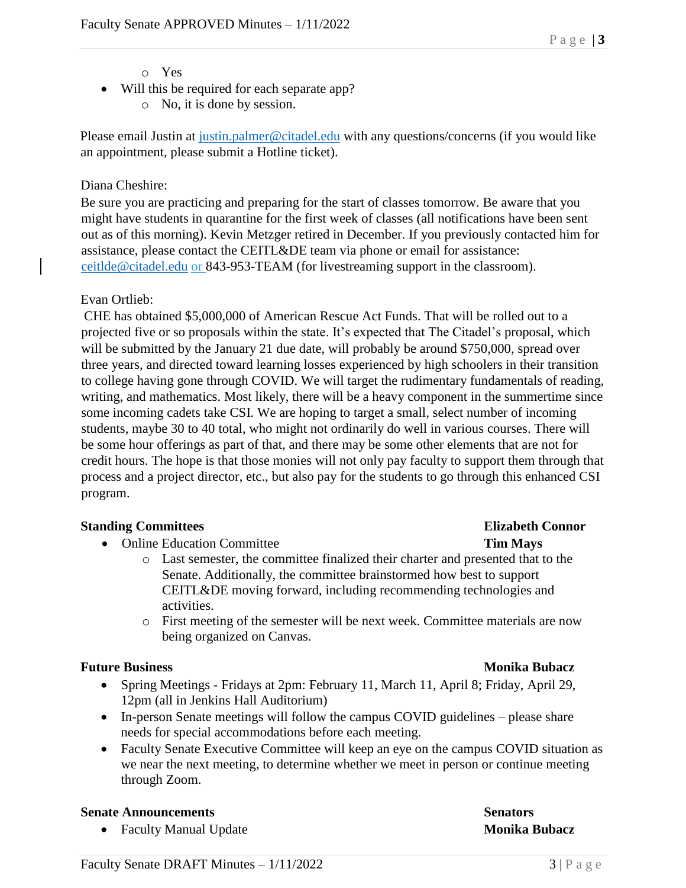- Yes
- Will this be required for each separate app?
  - No, it is done by session.

Please email Justin at justin.palmer@citadel.edu with any questions/concerns (if you would like an appointment, please submit a Hotline ticket).

Diana Cheshire:
Be sure you are practicing and preparing for the start of classes tomorrow. Be aware that you might have students in quarantine for the first week of classes (all notifications have been sent out as of this morning). Kevin Metzger retired in December. If you previously contacted him for assistance, please contact the CEITL&DE team via phone or email for assistance: ceitlde@citadel.edu or 843-953-TEAM (for livestreaming support in the classroom).

Evan Ortlieb:
CHE has obtained $5,000,000 of American Rescue Act Funds. That will be rolled out to a projected five or so proposals within the state. It's expected that The Citadel's proposal, which will be submitted by the January 21 due date, will probably be around $750,000, spread over three years, and directed toward learning losses experienced by high schoolers in their transition to college having gone through COVID. We will target the rudimentary fundamentals of reading, writing, and mathematics. Most likely, there will be a heavy component in the summertime since some incoming cadets take CSI. We are hoping to target a small, select number of incoming students, maybe 30 to 40 total, who might not ordinarily do well in various courses. There will be some hour offerings as part of that, and there may be some other elements that are not for credit hours. The hope is that those monies will not only pay faculty to support them through that process and a project director, etc., but also pay for the students to go through this enhanced CSI program.

**Standing Committees** **Elizabeth Connor**

- Online Education Committee **Tim Mays**
  - Last semester, the committee finalized their charter and presented that to the Senate. Additionally, the committee brainstormed how best to support CEITL&DE moving forward, including recommending technologies and activities.
  - First meeting of the semester will be next week. Committee materials are now being organized on Canvas.

**Future Business** **Monika Bubacz**

- Spring Meetings - Fridays at 2pm: February 11, March 11, April 8; Friday, April 29, 12pm (all in Jenkins Hall Auditorium)
- In-person Senate meetings will follow the campus COVID guidelines – please share needs for special accommodations before each meeting.
- Faculty Senate Executive Committee will keep an eye on the campus COVID situation as we near the next meeting, to determine whether we meet in person or continue meeting through Zoom.

**Senate Announcements** **Senators**

- Faculty Manual Update **Monika Bubacz**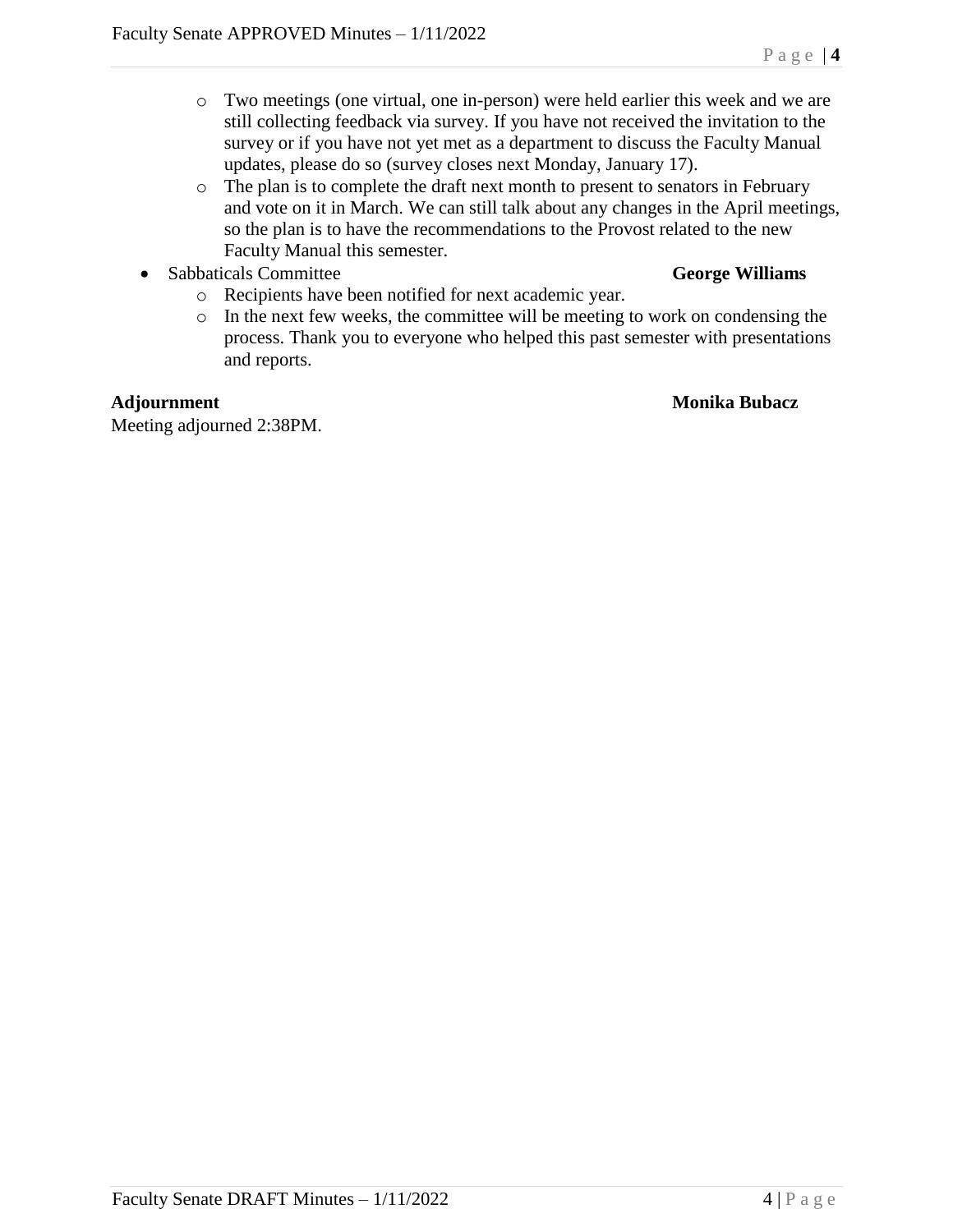- Two meetings (one virtual, one in-person) were held earlier this week and we are still collecting feedback via survey. If you have not received the invitation to the survey or if you have not yet met as a department to discuss the Faculty Manual updates, please do so (survey closes next Monday, January 17).
  - The plan is to complete the draft next month to present to senators in February and vote on it in March. We can still talk about any changes in the April meetings, so the plan is to have the recommendations to the Provost related to the new Faculty Manual this semester.
- Sabbaticals Committee **George Williams**
  - Recipients have been notified for next academic year.
  - In the next few weeks, the committee will be meeting to work on condensing the process. Thank you to everyone who helped this past semester with presentations and reports.

**Adjournment** **Monika Bubacz**

Meeting adjourned 2:38PM.